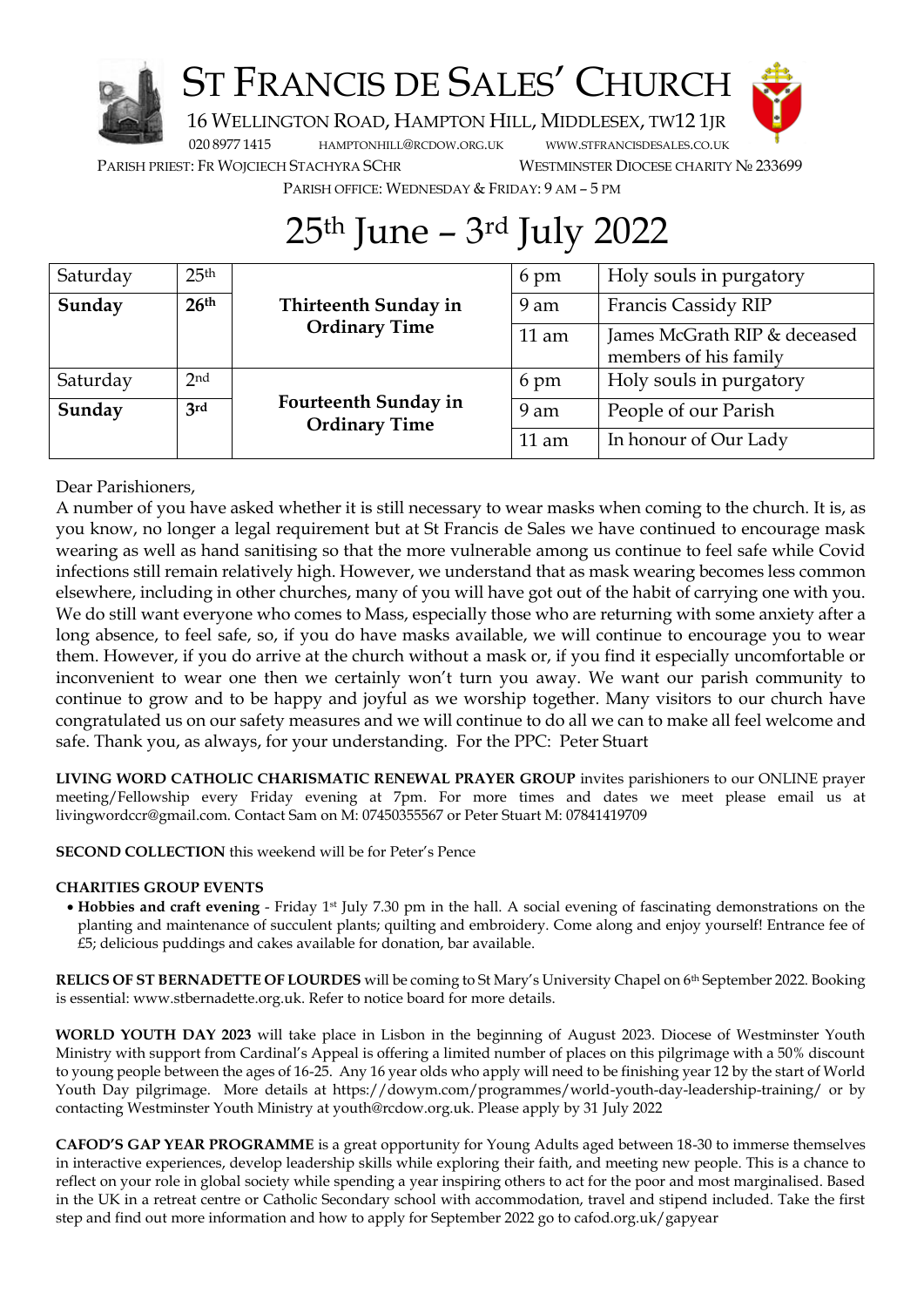# ST FRANCIS DE SALES' CHURCH

16 WELLINGTON ROAD, HAMPTON HILL, MIDDLESEX, TW12 1JR

020 8977 1415 HAMPTONHILL@RCDOW.ORG.UK WWW.STFRANCISDESALES.CO.UK

PARISH PRIEST: FR WOJCIECH STACHYRA SCHR WESTMINSTER DIOCESE CHARITY № 233699

PARISH OFFICE: WEDNESDAY & FRIDAY: 9 AM – 5 PM

# 25th June – 3rd July 2022

| | | | | |
|---|---|---|---|---|
| Saturday | 25th | **Thirteenth Sunday in Ordinary Time** | 6 pm | Holy souls in purgatory |
| **Sunday** | **26th** | | 9 am | Francis Cassidy RIP |
| | | | 11 am | James McGrath RIP & deceased members of his family |
| Saturday | 2nd | **Fourteenth Sunday in Ordinary Time** | 6 pm | Holy souls in purgatory |
| **Sunday** | **3rd** | | 9 am | People of our Parish |
| | | | 11 am | In honour of Our Lady |

Dear Parishioners,

A number of you have asked whether it is still necessary to wear masks when coming to the church. It is, as you know, no longer a legal requirement but at St Francis de Sales we have continued to encourage mask wearing as well as hand sanitising so that the more vulnerable among us continue to feel safe while Covid infections still remain relatively high. However, we understand that as mask wearing becomes less common elsewhere, including in other churches, many of you will have got out of the habit of carrying one with you. We do still want everyone who comes to Mass, especially those who are returning with some anxiety after a long absence, to feel safe, so, if you do have masks available, we will continue to encourage you to wear them. However, if you do arrive at the church without a mask or, if you find it especially uncomfortable or inconvenient to wear one then we certainly won't turn you away. We want our parish community to continue to grow and to be happy and joyful as we worship together. Many visitors to our church have congratulated us on our safety measures and we will continue to do all we can to make all feel welcome and safe. Thank you, as always, for your understanding. For the PPC: Peter Stuart

**LIVING WORD CATHOLIC CHARISMATIC RENEWAL PRAYER GROUP** invites parishioners to our ONLINE prayer meeting/Fellowship every Friday evening at 7pm. For more times and dates we meet please email us at livingwordccr@gmail.com. Contact Sam on M: 07450355567 or Peter Stuart M: 07841419709

**SECOND COLLECTION** this weekend will be for Peter's Pence

**CHARITIES GROUP EVENTS**

- **Hobbies and craft evening** - Friday 1st July 7.30 pm in the hall. A social evening of fascinating demonstrations on the planting and maintenance of succulent plants; quilting and embroidery. Come along and enjoy yourself! Entrance fee of £5; delicious puddings and cakes available for donation, bar available.

**RELICS OF ST BERNADETTE OF LOURDES** will be coming to St Mary's University Chapel on 6th September 2022. Booking is essential: www.stbernadette.org.uk. Refer to notice board for more details.

**WORLD YOUTH DAY 2023** will take place in Lisbon in the beginning of August 2023. Diocese of Westminster Youth Ministry with support from Cardinal's Appeal is offering a limited number of places on this pilgrimage with a 50% discount to young people between the ages of 16-25. Any 16 year olds who apply will need to be finishing year 12 by the start of World Youth Day pilgrimage. More details at https://dowym.com/programmes/world-youth-day-leadership-training/ or by contacting Westminster Youth Ministry at youth@rcdow.org.uk. Please apply by 31 July 2022

**CAFOD'S GAP YEAR PROGRAMME** is a great opportunity for Young Adults aged between 18-30 to immerse themselves in interactive experiences, develop leadership skills while exploring their faith, and meeting new people. This is a chance to reflect on your role in global society while spending a year inspiring others to act for the poor and most marginalised. Based in the UK in a retreat centre or Catholic Secondary school with accommodation, travel and stipend included. Take the first step and find out more information and how to apply for September 2022 go to cafod.org.uk/gapyear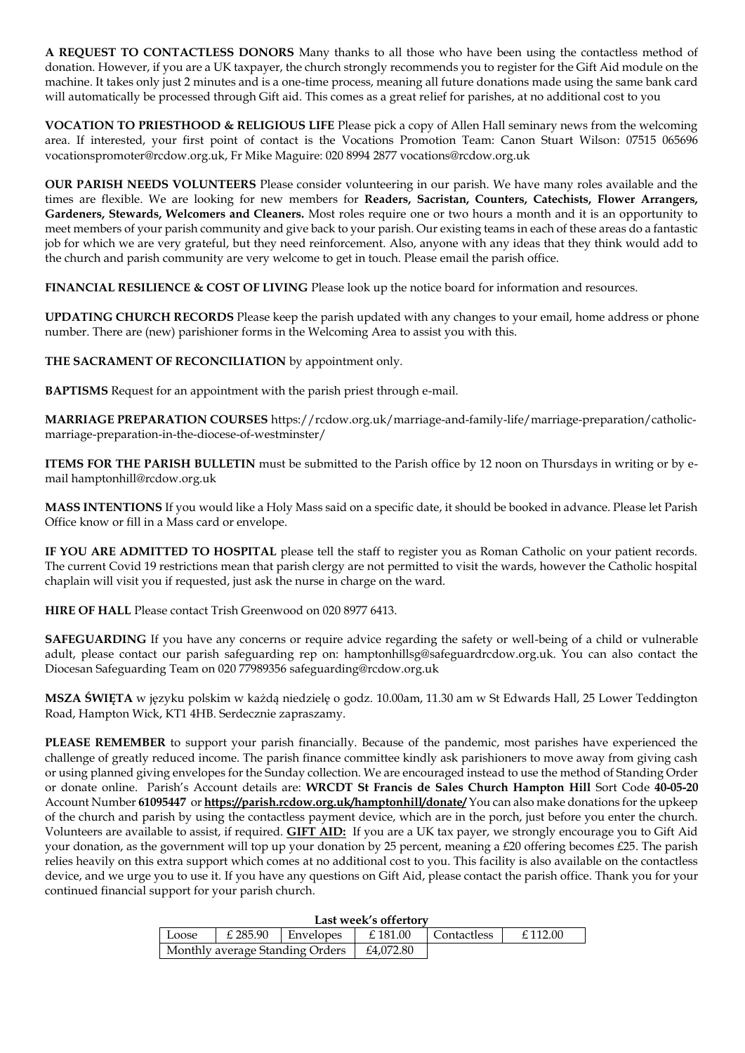**A REQUEST TO CONTACTLESS DONORS** Many thanks to all those who have been using the contactless method of donation. However, if you are a UK taxpayer, the church strongly recommends you to register for the Gift Aid module on the machine. It takes only just 2 minutes and is a one-time process, meaning all future donations made using the same bank card will automatically be processed through Gift aid. This comes as a great relief for parishes, at no additional cost to you

**VOCATION TO PRIESTHOOD & RELIGIOUS LIFE** Please pick a copy of Allen Hall seminary news from the welcoming area. If interested, your first point of contact is the Vocations Promotion Team: Canon Stuart Wilson: 07515 065696 vocationspromoter@rcdow.org.uk, Fr Mike Maguire: 020 8994 2877 vocations@rcdow.org.uk

**OUR PARISH NEEDS VOLUNTEERS** Please consider volunteering in our parish. We have many roles available and the times are flexible. We are looking for new members for **Readers, Sacristan, Counters, Catechists, Flower Arrangers, Gardeners, Stewards, Welcomers and Cleaners.** Most roles require one or two hours a month and it is an opportunity to meet members of your parish community and give back to your parish. Our existing teams in each of these areas do a fantastic job for which we are very grateful, but they need reinforcement. Also, anyone with any ideas that they think would add to the church and parish community are very welcome to get in touch. Please email the parish office.

**FINANCIAL RESILIENCE & COST OF LIVING** Please look up the notice board for information and resources.

**UPDATING CHURCH RECORDS** Please keep the parish updated with any changes to your email, home address or phone number. There are (new) parishioner forms in the Welcoming Area to assist you with this.

**THE SACRAMENT OF RECONCILIATION** by appointment only.

**BAPTISMS** Request for an appointment with the parish priest through e-mail.

**MARRIAGE PREPARATION COURSES** https://rcdow.org.uk/marriage-and-family-life/marriage-preparation/catholic-marriage-preparation-in-the-diocese-of-westminster/

**ITEMS FOR THE PARISH BULLETIN** must be submitted to the Parish office by 12 noon on Thursdays in writing or by e-mail hamptonhill@rcdow.org.uk

**MASS INTENTIONS** If you would like a Holy Mass said on a specific date, it should be booked in advance. Please let Parish Office know or fill in a Mass card or envelope.

**IF YOU ARE ADMITTED TO HOSPITAL** please tell the staff to register you as Roman Catholic on your patient records. The current Covid 19 restrictions mean that parish clergy are not permitted to visit the wards, however the Catholic hospital chaplain will visit you if requested, just ask the nurse in charge on the ward.

**HIRE OF HALL** Please contact Trish Greenwood on 020 8977 6413.

**SAFEGUARDING** If you have any concerns or require advice regarding the safety or well-being of a child or vulnerable adult, please contact our parish safeguarding rep on: hamptonhillsg@safeguardrcdow.org.uk. You can also contact the Diocesan Safeguarding Team on 020 77989356 safeguarding@rcdow.org.uk

**MSZA ŚWIĘTA** w języku polskim w każdą niedzielę o godz. 10.00am, 11.30 am w St Edwards Hall, 25 Lower Teddington Road, Hampton Wick, KT1 4HB. Serdecznie zapraszamy.

**PLEASE REMEMBER** to support your parish financially. Because of the pandemic, most parishes have experienced the challenge of greatly reduced income. The parish finance committee kindly ask parishioners to move away from giving cash or using planned giving envelopes for the Sunday collection. We are encouraged instead to use the method of Standing Order or donate online. Parish's Account details are: **WRCDT St Francis de Sales Church Hampton Hill** Sort Code **40-05-20** Account Number **61095447** or **https://parish.rcdow.org.uk/hamptonhill/donate/** You can also make donations for the upkeep of the church and parish by using the contactless payment device, which are in the porch, just before you enter the church. Volunteers are available to assist, if required. **GIFT AID:** If you are a UK tax payer, we strongly encourage you to Gift Aid your donation, as the government will top up your donation by 25 percent, meaning a £20 offering becomes £25. The parish relies heavily on this extra support which comes at no additional cost to you. This facility is also available on the contactless device, and we urge you to use it. If you have any questions on Gift Aid, please contact the parish office. Thank you for your continued financial support for your parish church.

**Last week's offertory**

| | | | | | |
|---|---|---|---|---|---|
| Loose | £ 285.90 | Envelopes | £ 181.00 | Contactless | £ 112.00 |
| Monthly average Standing Orders | | | £4,072.80 | | |